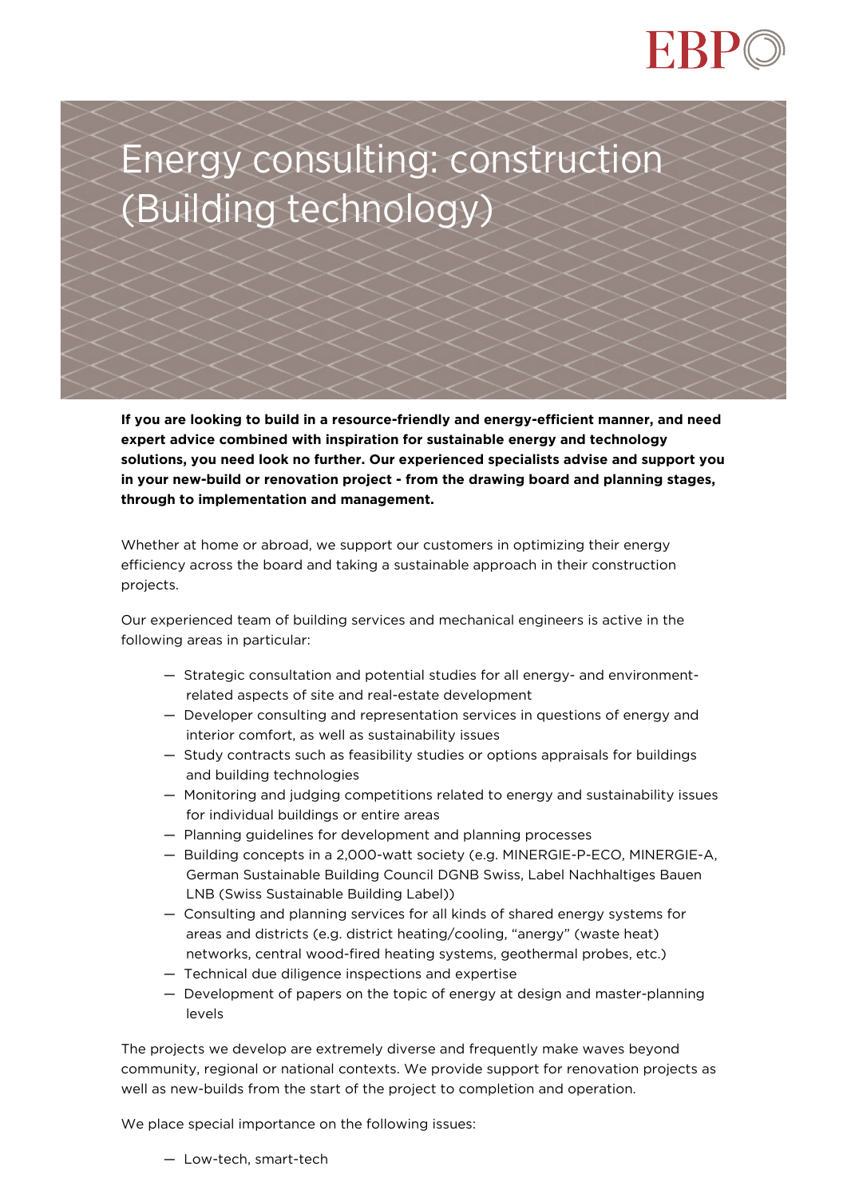# Energy consulting: construction (Building technology)

**If you are looking to build in a resource-friendly and energy-efficient manner, and need expert advice combined with inspiration for sustainable energy and technology solutions, you need look no further. Our experienced specialists advise and support you in your new-build or renovation project - from the drawing board and planning stages, through to implementation and management.**

Whether at home or abroad, we support our customers in optimizing their energy efficiency across the board and taking a sustainable approach in their construction projects.

Our experienced team of building services and mechanical engineers is active in the following areas in particular:

- Strategic consultation and potential studies for all energy- and environment-related aspects of site and real-estate development
- Developer consulting and representation services in questions of energy and interior comfort, as well as sustainability issues
- Study contracts such as feasibility studies or options appraisals for buildings and building technologies
- Monitoring and judging competitions related to energy and sustainability issues for individual buildings or entire areas
- Planning guidelines for development and planning processes
- Building concepts in a 2,000-watt society (e.g. MINERGIE-P-ECO, MINERGIE-A, German Sustainable Building Council DGNB Swiss, Label Nachhaltiges Bauen LNB (Swiss Sustainable Building Label))
- Consulting and planning services for all kinds of shared energy systems for areas and districts (e.g. district heating/cooling, "anergy" (waste heat) networks, central wood-fired heating systems, geothermal probes, etc.)
- Technical due diligence inspections and expertise
- Development of papers on the topic of energy at design and master-planning levels

The projects we develop are extremely diverse and frequently make waves beyond community, regional or national contexts. We provide support for renovation projects as well as new-builds from the start of the project to completion and operation.

We place special importance on the following issues:

- Low-tech, smart-tech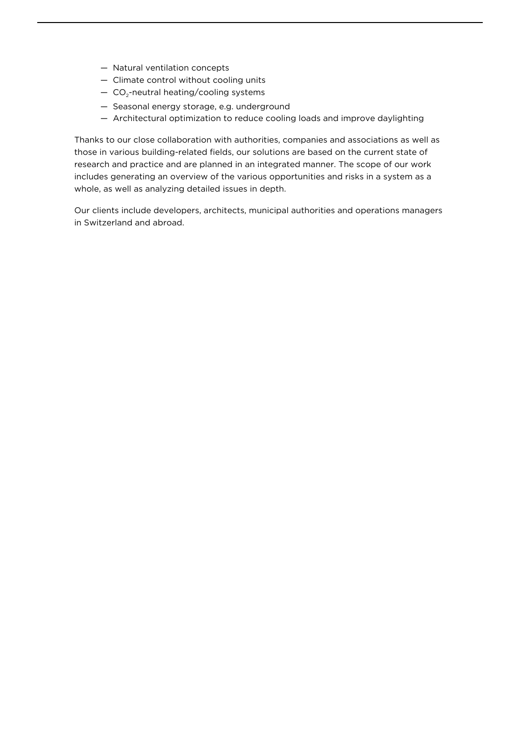- Natural ventilation concepts
- Climate control without cooling units
- $CO_2$-neutral heating/cooling systems
- Seasonal energy storage, e.g. underground
- Architectural optimization to reduce cooling loads and improve daylighting

Thanks to our close collaboration with authorities, companies and associations as well as those in various building-related fields, our solutions are based on the current state of research and practice and are planned in an integrated manner. The scope of our work includes generating an overview of the various opportunities and risks in a system as a whole, as well as analyzing detailed issues in depth.

Our clients include developers, architects, municipal authorities and operations managers in Switzerland and abroad.